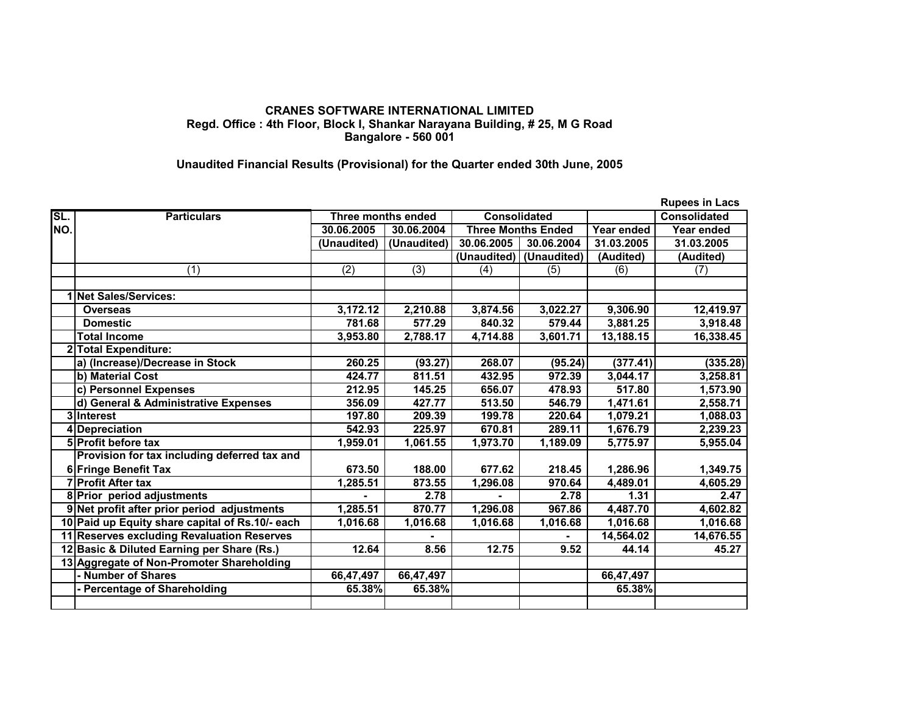**CRANES SOFTWARE INTERNATIONAL LIMITED**
**Regd. Office : 4th Floor, Block I, Shankar Narayana Building, # 25, M G Road**
**Bangalore - 560 001**

**Unaudited Financial Results (Provisional) for the Quarter ended 30th June, 2005**

**Rupees in Lacs**

| SL. NO. | Particulars | Three months ended | | Consolidated | | | Consolidated |
|---|---|---|---|---|---|---|---|
| | | 30.06.2005 | 30.06.2004 | Three Months Ended | | Year ended | Year ended |
| | | (Unaudited) | (Unaudited) | 30.06.2005 | 30.06.2004 | 31.03.2005 | 31.03.2005 |
| | | | | (Unaudited) | (Unaudited) | (Audited) | (Audited) |
| | (1) | (2) | (3) | (4) | (5) | (6) | (7) |
| | | | | | | | |
| 1 | **Net Sales/Services:** | | | | | | |
| | **Overseas** | 3,172.12 | 2,210.88 | 3,874.56 | 3,022.27 | 9,306.90 | 12,419.97 |
| | **Domestic** | 781.68 | 577.29 | 840.32 | 579.44 | 3,881.25 | 3,918.48 |
| | **Total Income** | 3,953.80 | 2,788.17 | 4,714.88 | 3,601.71 | 13,188.15 | 16,338.45 |
| 2 | **Total Expenditure:** | | | | | | |
| | a) (Increase)/Decrease in Stock | 260.25 | (93.27) | 268.07 | (95.24) | (377.41) | (335.28) |
| | b) Material Cost | 424.77 | 811.51 | 432.95 | 972.39 | 3,044.17 | 3,258.81 |
| | c) Personnel Expenses | 212.95 | 145.25 | 656.07 | 478.93 | 517.80 | 1,573.90 |
| | d) General & Administrative Expenses | 356.09 | 427.77 | 513.50 | 546.79 | 1,471.61 | 2,558.71 |
| 3 | Interest | 197.80 | 209.39 | 199.78 | 220.64 | 1,079.21 | 1,088.03 |
| 4 | Depreciation | 542.93 | 225.97 | 670.81 | 289.11 | 1,676.79 | 2,239.23 |
| 5 | Profit before tax | 1,959.01 | 1,061.55 | 1,973.70 | 1,189.09 | 5,775.97 | 5,955.04 |
| 6 | Provision for tax including deferred tax and Fringe Benefit Tax | 673.50 | 188.00 | 677.62 | 218.45 | 1,286.96 | 1,349.75 |
| 7 | Profit After tax | 1,285.51 | 873.55 | 1,296.08 | 970.64 | 4,489.01 | 4,605.29 |
| 8 | Prior period adjustments | - | 2.78 | - | 2.78 | 1.31 | 2.47 |
| 9 | Net profit after prior period adjustments | 1,285.51 | 870.77 | 1,296.08 | 967.86 | 4,487.70 | 4,602.82 |
| 10 | Paid up Equity share capital of Rs.10/- each | 1,016.68 | 1,016.68 | 1,016.68 | 1,016.68 | 1,016.68 | 1,016.68 |
| 11 | Reserves excluding Revaluation Reserves | | - | | - | 14,564.02 | 14,676.55 |
| 12 | Basic & Diluted Earning per Share (Rs.) | 12.64 | 8.56 | 12.75 | 9.52 | 44.14 | 45.27 |
| 13 | Aggregate of Non-Promoter Shareholding | | | | | | |
| | - Number of Shares | 66,47,497 | 66,47,497 | | | 66,47,497 | |
| | - Percentage of Shareholding | 65.38% | 65.38% | | | 65.38% | |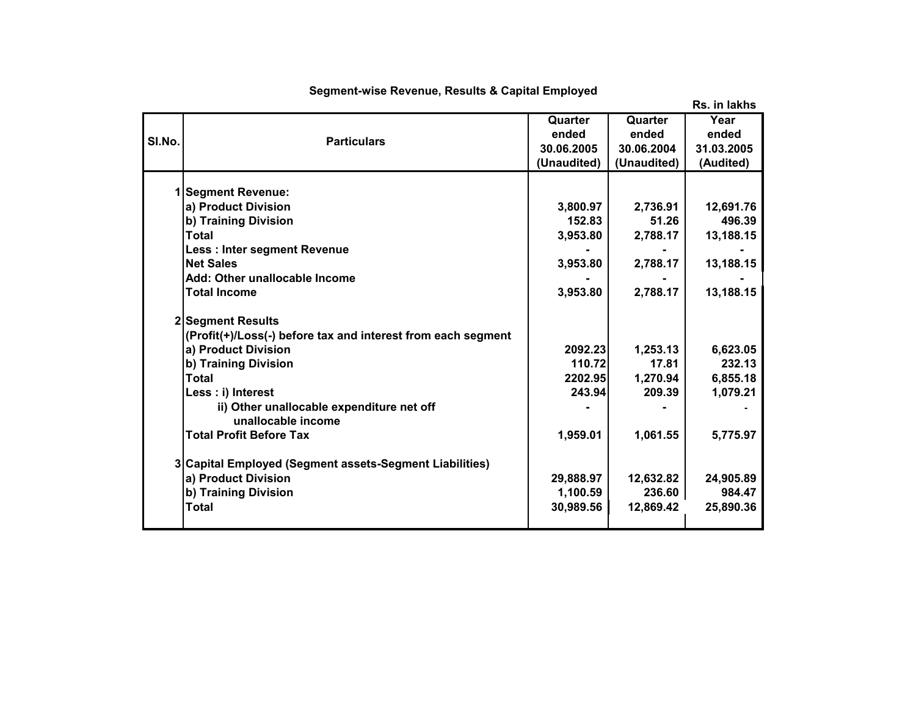## Segment-wise Revenue, Results & Capital Employed

Rs. in lakhs

| Sl.No. | Particulars | Quarter ended 30.06.2005 (Unaudited) | Quarter ended 30.06.2004 (Unaudited) | Year ended 31.03.2005 (Audited) |
|---|---|---|---|---|
| 1 | **Segment Revenue:** | | | |
| | a) Product Division | 3,800.97 | 2,736.91 | 12,691.76 |
| | b) Training Division | 152.83 | 51.26 | 496.39 |
| | Total | 3,953.80 | 2,788.17 | 13,188.15 |
| | Less : Inter segment Revenue | - | - | - |
| | Net Sales | 3,953.80 | 2,788.17 | 13,188.15 |
| | Add: Other unallocable Income | - | - | - |
| | Total Income | 3,953.80 | 2,788.17 | 13,188.15 |
| 2 | **Segment Results** (Profit(+)/Loss(-) before tax and interest from each segment | | | |
| | a) Product Division | 2092.23 | 1,253.13 | 6,623.05 |
| | b) Training Division | 110.72 | 17.81 | 232.13 |
| | Total | 2202.95 | 1,270.94 | 6,855.18 |
| | Less : i) Interest | 243.94 | 209.39 | 1,079.21 |
| | ii) Other unallocable expenditure net off unallocable income | - | - | - |
| | Total Profit Before Tax | 1,959.01 | 1,061.55 | 5,775.97 |
| 3 | **Capital Employed (Segment assets-Segment Liabilities)** | | | |
| | a) Product Division | 29,888.97 | 12,632.82 | 24,905.89 |
| | b) Training Division | 1,100.59 | 236.60 | 984.47 |
| | Total | 30,989.56 | 12,869.42 | 25,890.36 |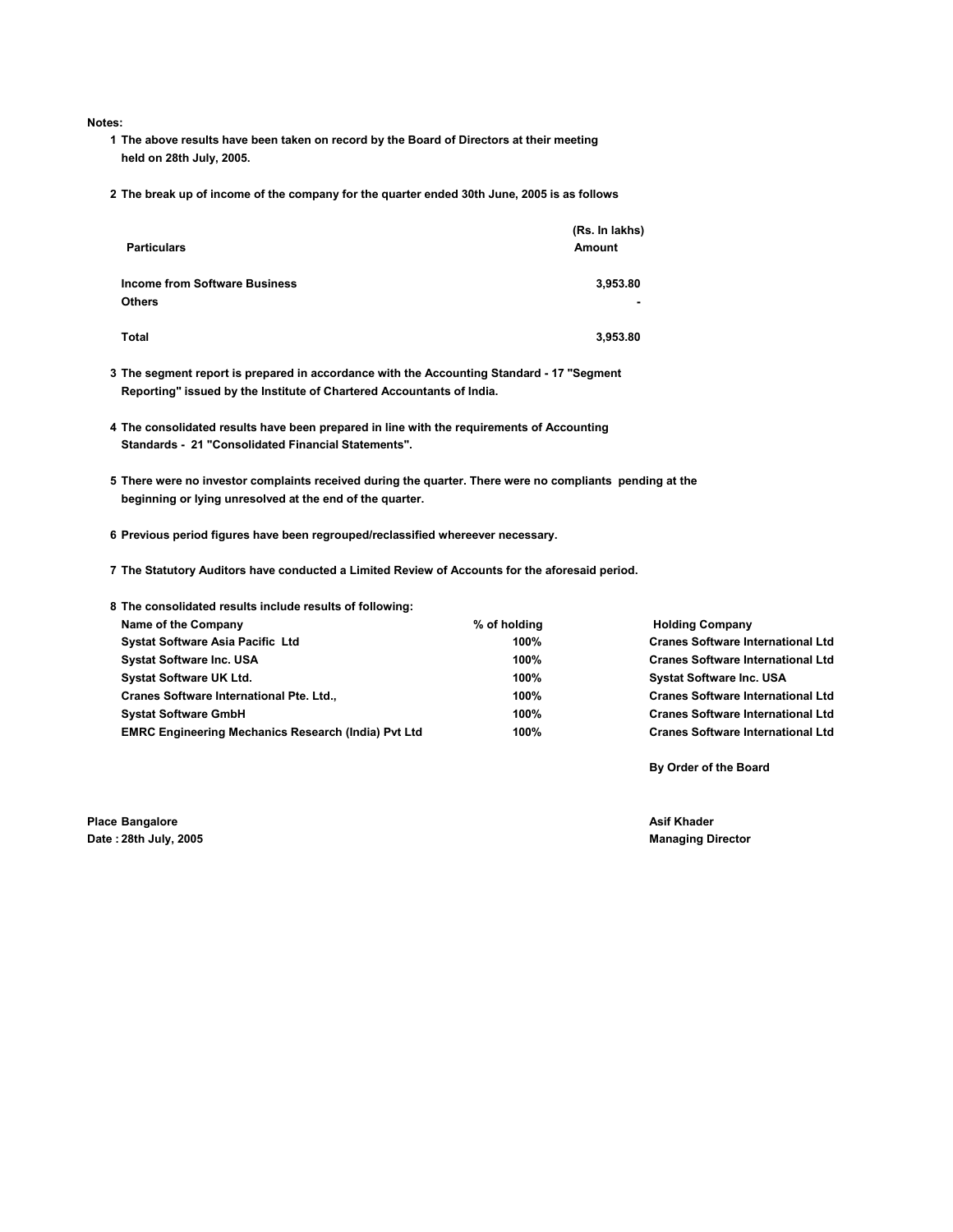**Notes:**

1. The above results have been taken on record by the Board of Directors at their meeting held on 28th July, 2005.

2. The break up of income of the company for the quarter ended 30th June, 2005 is as follows

| Particulars | (Rs. In lakhs) Amount |
|---|---|
| Income from Software Business | 3,953.80 |
| Others | - |
| Total | 3,953.80 |

3. The segment report is prepared in accordance with the Accounting Standard - 17 "Segment Reporting" issued by the Institute of Chartered Accountants of India.

4. The consolidated results have been prepared in line with the requirements of Accounting Standards - 21 "Consolidated Financial Statements".

5. There were no investor complaints received during the quarter. There were no compliants pending at the beginning or lying unresolved at the end of the quarter.

6. Previous period figures have been regrouped/reclassified whereever necessary.

7. The Statutory Auditors have conducted a Limited Review of Accounts for the aforesaid period.

8. The consolidated results include results of following:

| Name of the Company | % of holding | Holding Company |
|---|---|---|
| Systat Software Asia Pacific Ltd | 100% | Cranes Software International Ltd |
| Systat Software Inc. USA | 100% | Cranes Software International Ltd |
| Systat Software UK Ltd. | 100% | Systat Software Inc. USA |
| Cranes Software International Pte. Ltd., | 100% | Cranes Software International Ltd |
| Systat Software GmbH | 100% | Cranes Software International Ltd |
| EMRC Engineering Mechanics Research (India) Pvt Ltd | 100% | Cranes Software International Ltd |

By Order of the Board

Place Bangalore
Date : 28th July, 2005

Asif Khader
Managing Director